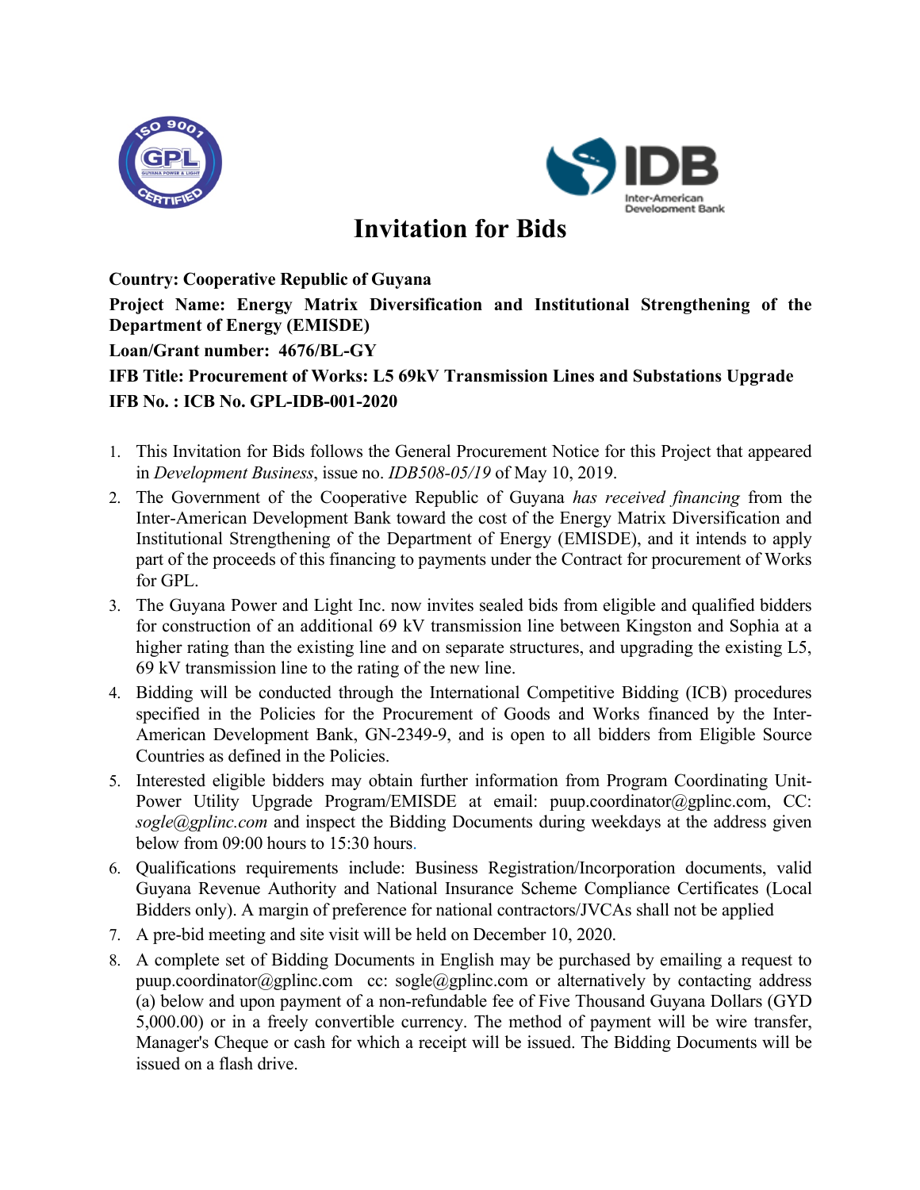# Invitation for Bids

**Country: Cooperative Republic of Guyana**

**Project Name: Energy Matrix Diversification and Institutional Strengthening of the Department of Energy (EMISDE)**

**Loan/Grant number: 4676/BL-GY**

**IFB Title: Procurement of Works: L5 69kV Transmission Lines and Substations Upgrade**

**IFB No. : ICB No. GPL-IDB-001-2020**

1. This Invitation for Bids follows the General Procurement Notice for this Project that appeared in *Development Business*, issue no. *IDB508-05/19* of May 10, 2019.
2. The Government of the Cooperative Republic of Guyana *has received financing* from the Inter-American Development Bank toward the cost of the Energy Matrix Diversification and Institutional Strengthening of the Department of Energy (EMISDE), and it intends to apply part of the proceeds of this financing to payments under the Contract for procurement of Works for GPL.
3. The Guyana Power and Light Inc. now invites sealed bids from eligible and qualified bidders for construction of an additional 69 kV transmission line between Kingston and Sophia at a higher rating than the existing line and on separate structures, and upgrading the existing L5, 69 kV transmission line to the rating of the new line.
4. Bidding will be conducted through the International Competitive Bidding (ICB) procedures specified in the Policies for the Procurement of Goods and Works financed by the Inter-American Development Bank, GN-2349-9, and is open to all bidders from Eligible Source Countries as defined in the Policies.
5. Interested eligible bidders may obtain further information from Program Coordinating Unit-Power Utility Upgrade Program/EMISDE at email: puup.coordinator@gplinc.com, CC: *sogle@gplinc.com* and inspect the Bidding Documents during weekdays at the address given below from 09:00 hours to 15:30 hours.
6. Qualifications requirements include: Business Registration/Incorporation documents, valid Guyana Revenue Authority and National Insurance Scheme Compliance Certificates (Local Bidders only). A margin of preference for national contractors/JVCAs shall not be applied
7. A pre-bid meeting and site visit will be held on December 10, 2020.
8. A complete set of Bidding Documents in English may be purchased by emailing a request to puup.coordinator@gplinc.com cc: sogle@gplinc.com or alternatively by contacting address (a) below and upon payment of a non-refundable fee of Five Thousand Guyana Dollars (GYD 5,000.00) or in a freely convertible currency. The method of payment will be wire transfer, Manager's Cheque or cash for which a receipt will be issued. The Bidding Documents will be issued on a flash drive.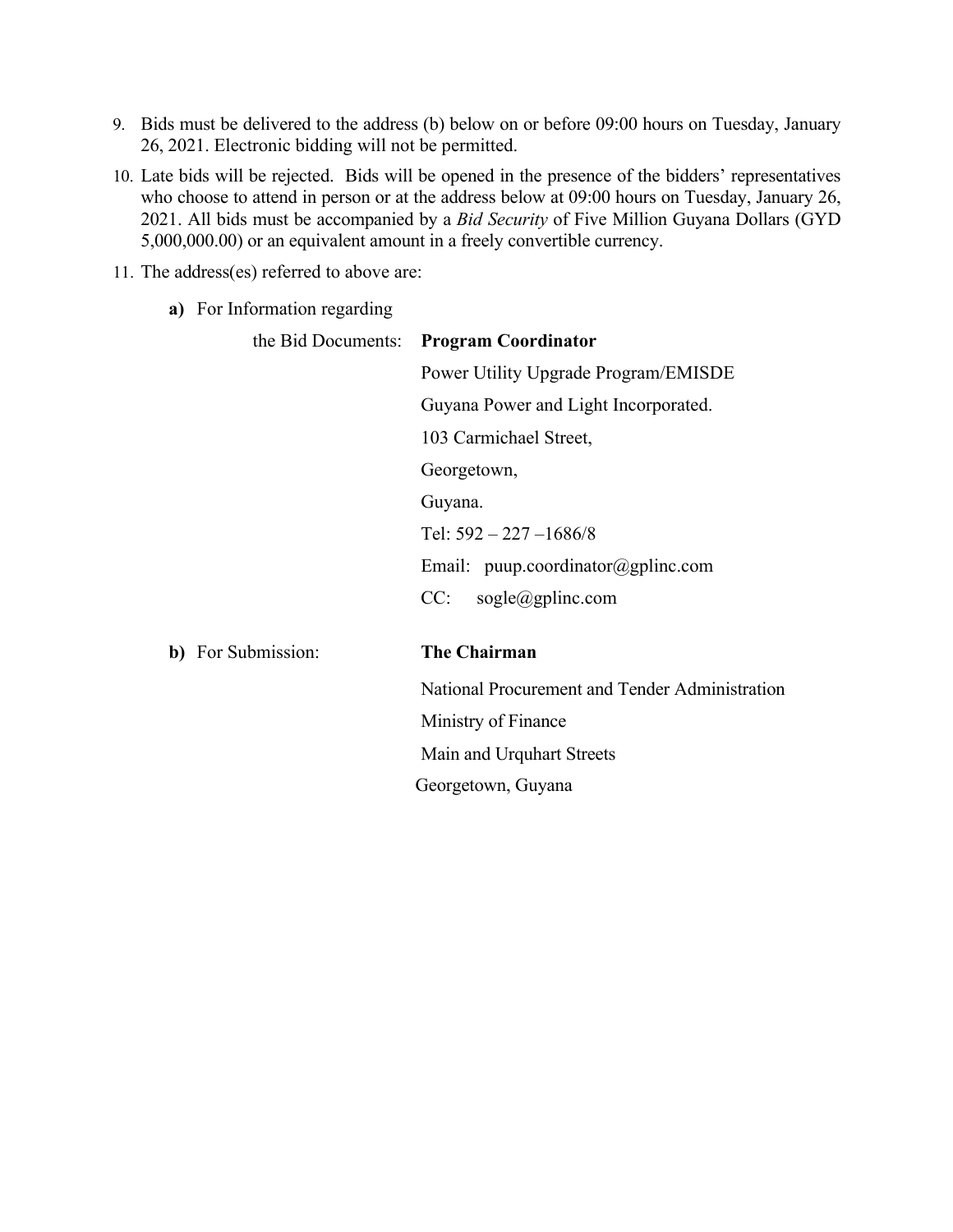9. Bids must be delivered to the address (b) below on or before 09:00 hours on Tuesday, January 26, 2021. Electronic bidding will not be permitted.

10. Late bids will be rejected. Bids will be opened in the presence of the bidders' representatives who choose to attend in person or at the address below at 09:00 hours on Tuesday, January 26, 2021. All bids must be accompanied by a *Bid Security* of Five Million Guyana Dollars (GYD 5,000,000.00) or an equivalent amount in a freely convertible currency.

11. The address(es) referred to above are:

    **a)** For Information regarding the Bid Documents:

    **Program Coordinator**
    Power Utility Upgrade Program/EMISDE
    Guyana Power and Light Incorporated.
    103 Carmichael Street,
    Georgetown,
    Guyana.
    Tel: 592 – 227 –1686/8
    Email: puup.coordinator@gplinc.com
    CC: sogle@gplinc.com

    **b)** For Submission:

    **The Chairman**
    National Procurement and Tender Administration
    Ministry of Finance
    Main and Urquhart Streets
    Georgetown, Guyana